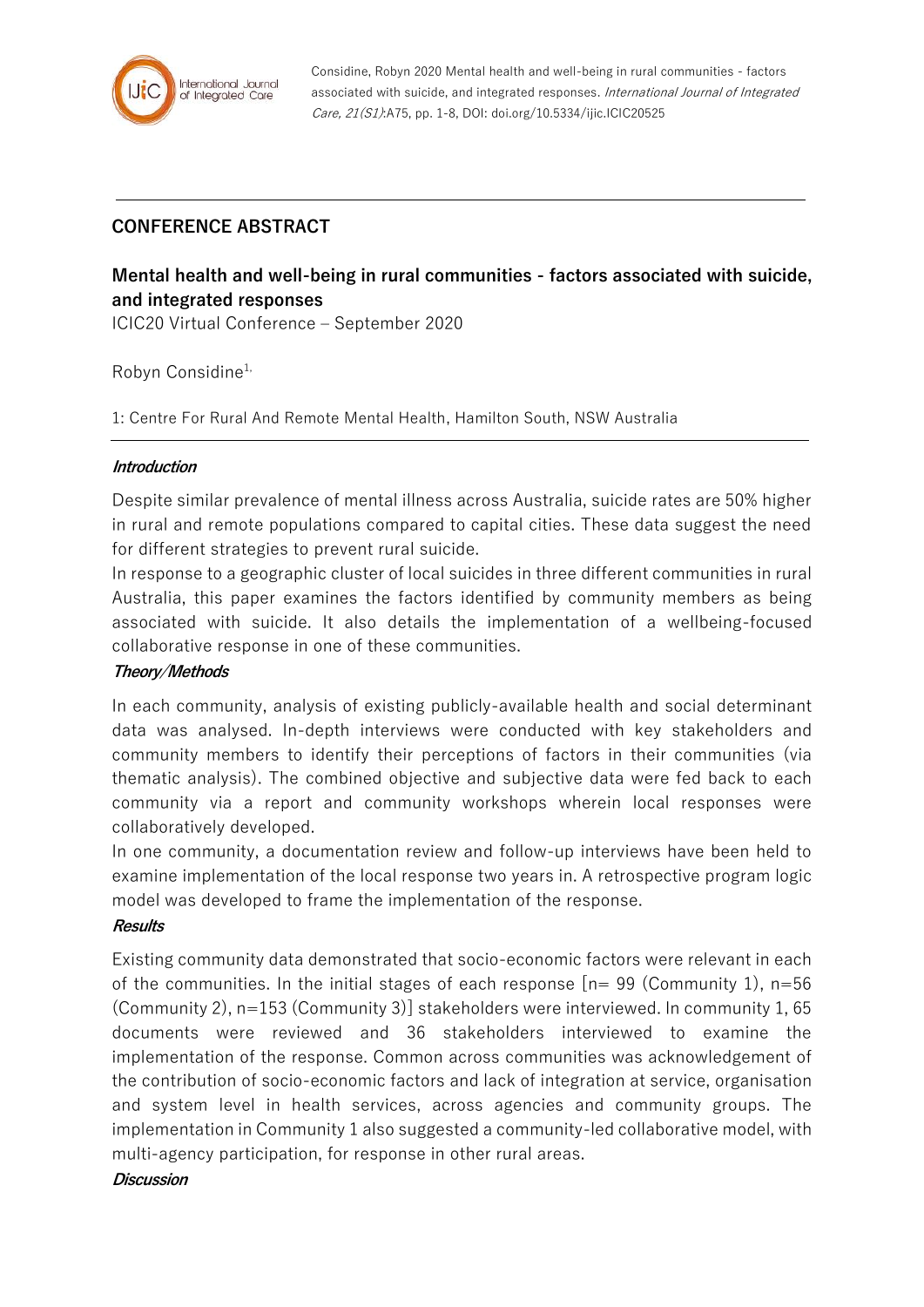Considine, Robyn 2020 Mental health and well-being in rural communities - factors associated with suicide, and integrated responses. *International Journal of Integrated Care, 21(S1)*:A75, pp. 1-8, DOI: doi.org/10.5334/ijic.ICIC20525

## CONFERENCE ABSTRACT

# Mental health and well-being in rural communities - factors associated with suicide, and integrated responses

ICIC20 Virtual Conference – September 2020

Robyn Considine[1,]

1: Centre For Rural And Remote Mental Health, Hamilton South, NSW Australia

### *Introduction*

Despite similar prevalence of mental illness across Australia, suicide rates are 50% higher in rural and remote populations compared to capital cities. These data suggest the need for different strategies to prevent rural suicide.

In response to a geographic cluster of local suicides in three different communities in rural Australia, this paper examines the factors identified by community members as being associated with suicide. It also details the implementation of a wellbeing-focused collaborative response in one of these communities.

### *Theory/Methods*

In each community, analysis of existing publicly-available health and social determinant data was analysed. In-depth interviews were conducted with key stakeholders and community members to identify their perceptions of factors in their communities (via thematic analysis). The combined objective and subjective data were fed back to each community via a report and community workshops wherein local responses were collaboratively developed.

In one community, a documentation review and follow-up interviews have been held to examine implementation of the local response two years in. A retrospective program logic model was developed to frame the implementation of the response.

### *Results*

Existing community data demonstrated that socio-economic factors were relevant in each of the communities. In the initial stages of each response [n= 99 (Community 1), n=56 (Community 2), n=153 (Community 3)] stakeholders were interviewed. In community 1, 65 documents were reviewed and 36 stakeholders interviewed to examine the implementation of the response. Common across communities was acknowledgement of the contribution of socio-economic factors and lack of integration at service, organisation and system level in health services, across agencies and community groups. The implementation in Community 1 also suggested a community-led collaborative model, with multi-agency participation, for response in other rural areas.

### *Discussion*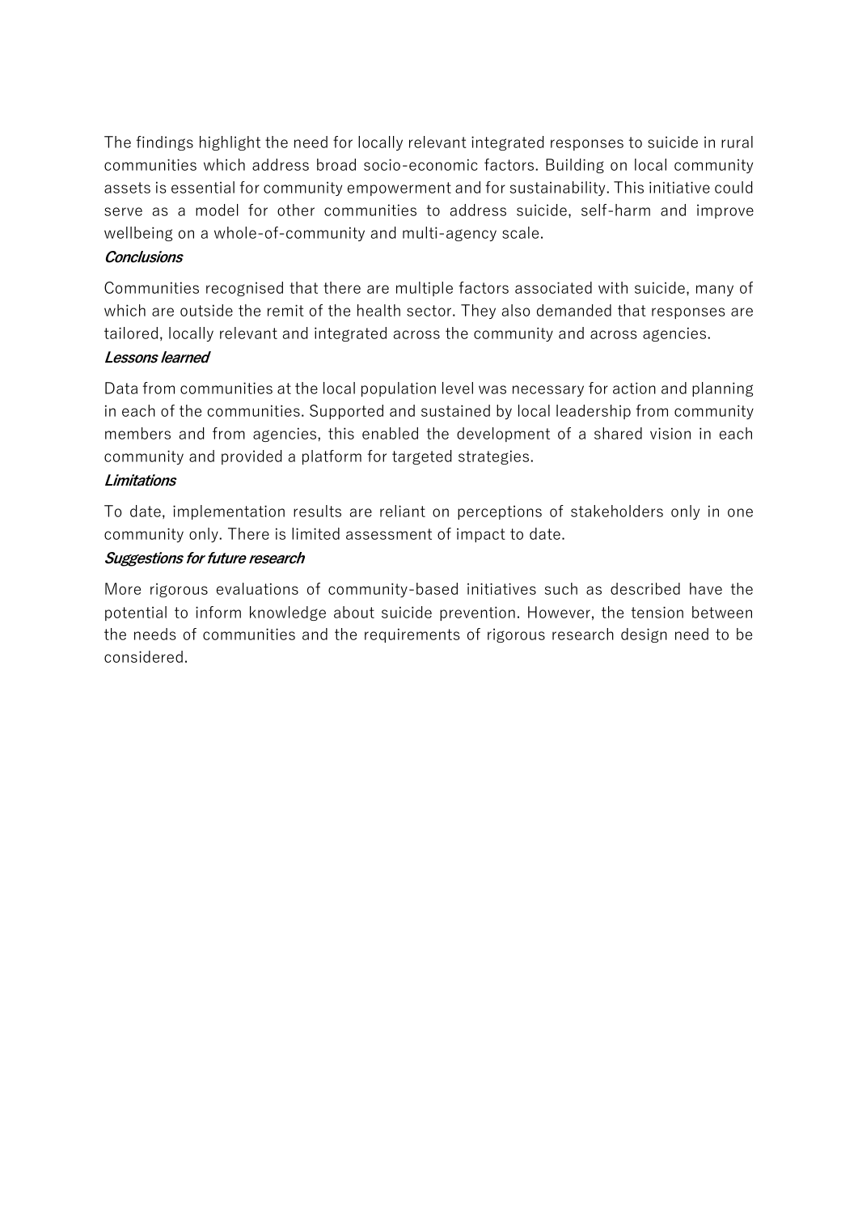The findings highlight the need for locally relevant integrated responses to suicide in rural communities which address broad socio-economic factors. Building on local community assets is essential for community empowerment and for sustainability. This initiative could serve as a model for other communities to address suicide, self-harm and improve wellbeing on a whole-of-community and multi-agency scale.

***Conclusions***

Communities recognised that there are multiple factors associated with suicide, many of which are outside the remit of the health sector. They also demanded that responses are tailored, locally relevant and integrated across the community and across agencies.

***Lessons learned***

Data from communities at the local population level was necessary for action and planning in each of the communities. Supported and sustained by local leadership from community members and from agencies, this enabled the development of a shared vision in each community and provided a platform for targeted strategies.

***Limitations***

To date, implementation results are reliant on perceptions of stakeholders only in one community only. There is limited assessment of impact to date.

***Suggestions for future research***

More rigorous evaluations of community-based initiatives such as described have the potential to inform knowledge about suicide prevention. However, the tension between the needs of communities and the requirements of rigorous research design need to be considered.